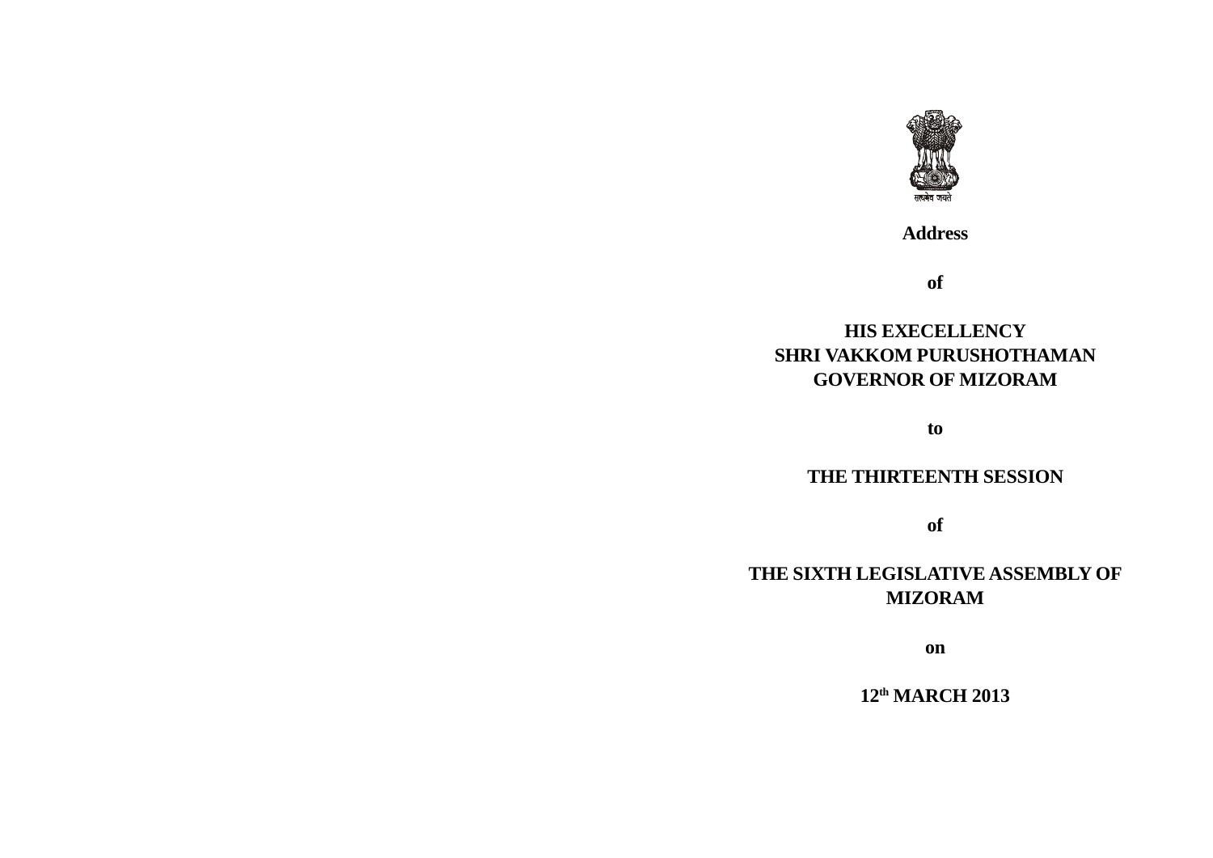सत्यमेव जयते

**Address**

**of**

**HIS EXECELLENCY**
**SHRI VAKKOM PURUSHOTHAMAN**
**GOVERNOR OF MIZORAM**

**to**

**THE THIRTEENTH SESSION**

**of**

**THE SIXTH LEGISLATIVE ASSEMBLY OF MIZORAM**

**on**

**12th MARCH 2013**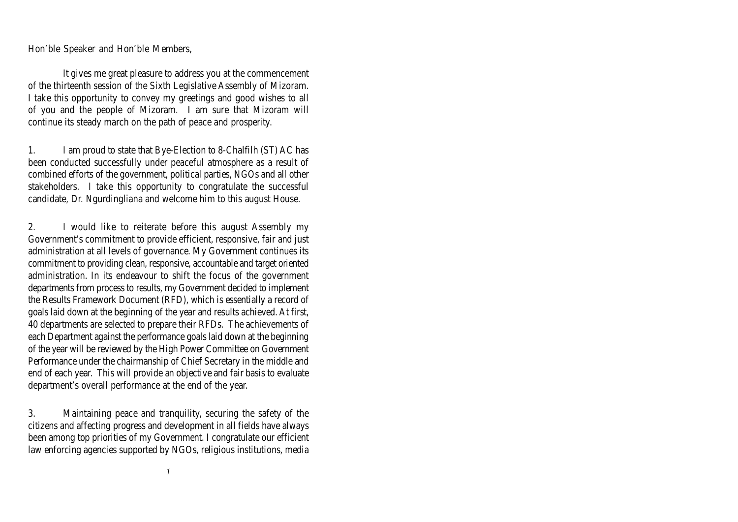Hon'ble Speaker and Hon'ble Members,

It gives me great pleasure to address you at the commencement of the thirteenth session of the Sixth Legislative Assembly of Mizoram. I take this opportunity to convey my greetings and good wishes to all of you and the people of Mizoram. I am sure that Mizoram will continue its steady march on the path of peace and prosperity.

1. I am proud to state that Bye-Election to 8-Chalfilh (ST) AC has been conducted successfully under peaceful atmosphere as a result of combined efforts of the government, political parties, NGOs and all other stakeholders. I take this opportunity to congratulate the successful candidate, Dr. Ngurdingliana and welcome him to this august House.

2. I would like to reiterate before this august Assembly my Government's commitment to provide efficient, responsive, fair and just administration at all levels of governance. My Government continues its commitment to providing clean, responsive, accountable and target oriented administration. In its endeavour to shift the focus of the government departments from process to results, my Government decided to implement the Results Framework Document (RFD), which is essentially a record of goals laid down at the beginning of the year and results achieved. At first, 40 departments are selected to prepare their RFDs. The achievements of each Department against the performance goals laid down at the beginning of the year will be reviewed by the High Power Committee on Government Performance under the chairmanship of Chief Secretary in the middle and end of each year. This will provide an objective and fair basis to evaluate department's overall performance at the end of the year.

3. Maintaining peace and tranquility, securing the safety of the citizens and affecting progress and development in all fields have always been among top priorities of my Government. I congratulate our efficient law enforcing agencies supported by NGOs, religious institutions, media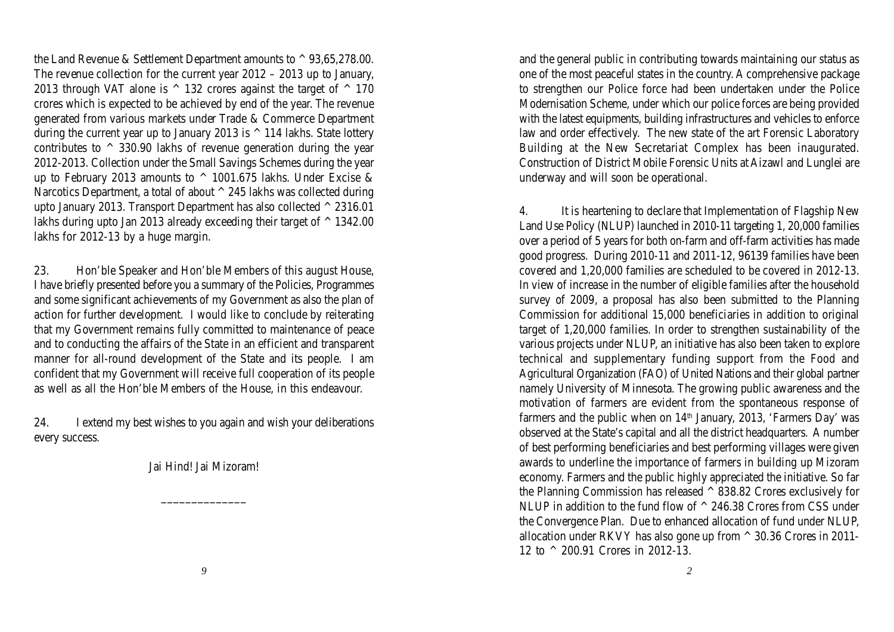the Land Revenue & Settlement Department amounts to ^ 93,65,278.00. The revenue collection for the current year 2012 – 2013 up to January, 2013 through VAT alone is ^ 132 crores against the target of ^ 170 crores which is expected to be achieved by end of the year. The revenue generated from various markets under Trade & Commerce Department during the current year up to January 2013 is ^ 114 lakhs. State lottery contributes to ^ 330.90 lakhs of revenue generation during the year 2012-2013. Collection under the Small Savings Schemes during the year up to February 2013 amounts to ^ 1001.675 lakhs. Under Excise & Narcotics Department, a total of about ^ 245 lakhs was collected during upto January 2013. Transport Department has also collected ^ 2316.01 lakhs during upto Jan 2013 already exceeding their target of ^ 1342.00 lakhs for 2012-13 by a huge margin.

23. Hon'ble Speaker and Hon'ble Members of this august House, I have briefly presented before you a summary of the Policies, Programmes and some significant achievements of my Government as also the plan of action for further development. I would like to conclude by reiterating that my Government remains fully committed to maintenance of peace and to conducting the affairs of the State in an efficient and transparent manner for all-round development of the State and its people. I am confident that my Government will receive full cooperation of its people as well as all the Hon'ble Members of the House, in this endeavour.

24. I extend my best wishes to you again and wish your deliberations every success.

Jai Hind! Jai Mizoram!

______________

and the general public in contributing towards maintaining our status as one of the most peaceful states in the country. A comprehensive package to strengthen our Police force had been undertaken under the Police Modernisation Scheme, under which our police forces are being provided with the latest equipments, building infrastructures and vehicles to enforce law and order effectively. The new state of the art Forensic Laboratory Building at the New Secretariat Complex has been inaugurated. Construction of District Mobile Forensic Units at Aizawl and Lunglei are underway and will soon be operational.

4. It is heartening to declare that Implementation of Flagship New Land Use Policy (NLUP) launched in 2010-11 targeting 1, 20,000 families over a period of 5 years for both on-farm and off-farm activities has made good progress. During 2010-11 and 2011-12, 96139 families have been covered and 1,20,000 families are scheduled to be covered in 2012-13. In view of increase in the number of eligible families after the household survey of 2009, a proposal has also been submitted to the Planning Commission for additional 15,000 beneficiaries in addition to original target of 1,20,000 families. In order to strengthen sustainability of the various projects under NLUP, an initiative has also been taken to explore technical and supplementary funding support from the Food and Agricultural Organization (FAO) of United Nations and their global partner namely University of Minnesota. The growing public awareness and the motivation of farmers are evident from the spontaneous response of farmers and the public when on 14th January, 2013, 'Farmers Day' was observed at the State's capital and all the district headquarters. A number of best performing beneficiaries and best performing villages were given awards to underline the importance of farmers in building up Mizoram economy. Farmers and the public highly appreciated the initiative. So far the Planning Commission has released ^ 838.82 Crores exclusively for NLUP in addition to the fund flow of ^ 246.38 Crores from CSS under the Convergence Plan. Due to enhanced allocation of fund under NLUP, allocation under RKVY has also gone up from ^ 30.36 Crores in 2011-12 to ^ 200.91 Crores in 2012-13.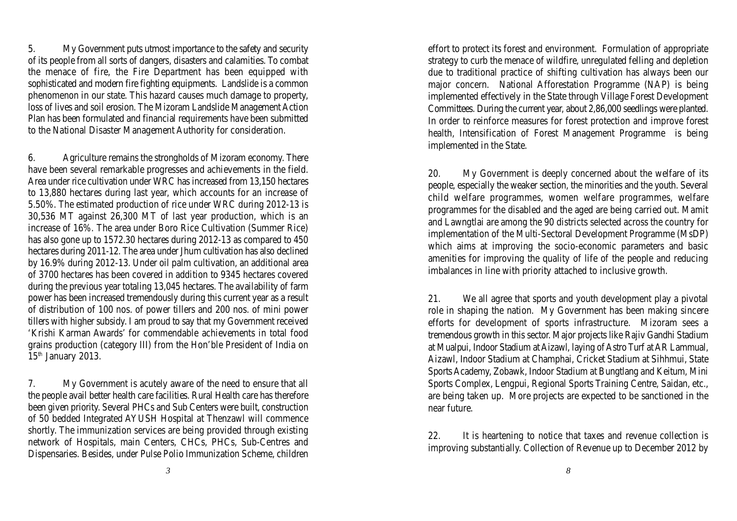5. My Government puts utmost importance to the safety and security of its people from all sorts of dangers, disasters and calamities. To combat the menace of fire, the Fire Department has been equipped with sophisticated and modern fire fighting equipments. Landslide is a common phenomenon in our state. This hazard causes much damage to property, loss of lives and soil erosion. The Mizoram Landslide Management Action Plan has been formulated and financial requirements have been submitted to the National Disaster Management Authority for consideration.

6. Agriculture remains the strongholds of Mizoram economy. There have been several remarkable progresses and achievements in the field. Area under rice cultivation under WRC has increased from 13,150 hectares to 13,880 hectares during last year, which accounts for an increase of 5.50%. The estimated production of rice under WRC during 2012-13 is 30,536 MT against 26,300 MT of last year production, which is an increase of 16%. The area under Boro Rice Cultivation (Summer Rice) has also gone up to 1572.30 hectares during 2012-13 as compared to 450 hectares during 2011-12. The area under Jhum cultivation has also declined by 16.9% during 2012-13. Under oil palm cultivation, an additional area of 3700 hectares has been covered in addition to 9345 hectares covered during the previous year totaling 13,045 hectares. The availability of farm power has been increased tremendously during this current year as a result of distribution of 100 nos. of power tillers and 200 nos. of mini power tillers with higher subsidy. I am proud to say that my Government received 'Krishi Karman Awards' for commendable achievements in total food grains production (category III) from the Hon'ble President of India on 15th January 2013.

7. My Government is acutely aware of the need to ensure that all the people avail better health care facilities. Rural Health care has therefore been given priority. Several PHCs and Sub Centers were built, construction of 50 bedded Integrated AYUSH Hospital at Thenzawl will commence shortly. The immunization services are being provided through existing network of Hospitals, main Centers, CHCs, PHCs, Sub-Centres and Dispensaries. Besides, under Pulse Polio Immunization Scheme, children

effort to protect its forest and environment. Formulation of appropriate strategy to curb the menace of wildfire, unregulated felling and depletion due to traditional practice of shifting cultivation has always been our major concern. National Afforestation Programme (NAP) is being implemented effectively in the State through Village Forest Development Committees. During the current year, about 2,86,000 seedlings were planted. In order to reinforce measures for forest protection and improve forest health, Intensification of Forest Management Programme is being implemented in the State.

20. My Government is deeply concerned about the welfare of its people, especially the weaker section, the minorities and the youth. Several child welfare programmes, women welfare programmes, welfare programmes for the disabled and the aged are being carried out. Mamit and Lawngtlai are among the 90 districts selected across the country for implementation of the Multi-Sectoral Development Programme (MsDP) which aims at improving the socio-economic parameters and basic amenities for improving the quality of life of the people and reducing imbalances in line with priority attached to inclusive growth.

21. We all agree that sports and youth development play a pivotal role in shaping the nation. My Government has been making sincere efforts for development of sports infrastructure. Mizoram sees a tremendous growth in this sector. Major projects like Rajiv Gandhi Stadium at Mualpui, Indoor Stadium at Aizawl, laying of Astro Turf at AR Lammual, Aizawl, Indoor Stadium at Champhai, Cricket Stadium at Sihhmui, State Sports Academy, Zobawk, Indoor Stadium at Bungtlang and Keitum, Mini Sports Complex, Lengpui, Regional Sports Training Centre, Saidan, etc., are being taken up. More projects are expected to be sanctioned in the near future.

22. It is heartening to notice that taxes and revenue collection is improving substantially. Collection of Revenue up to December 2012 by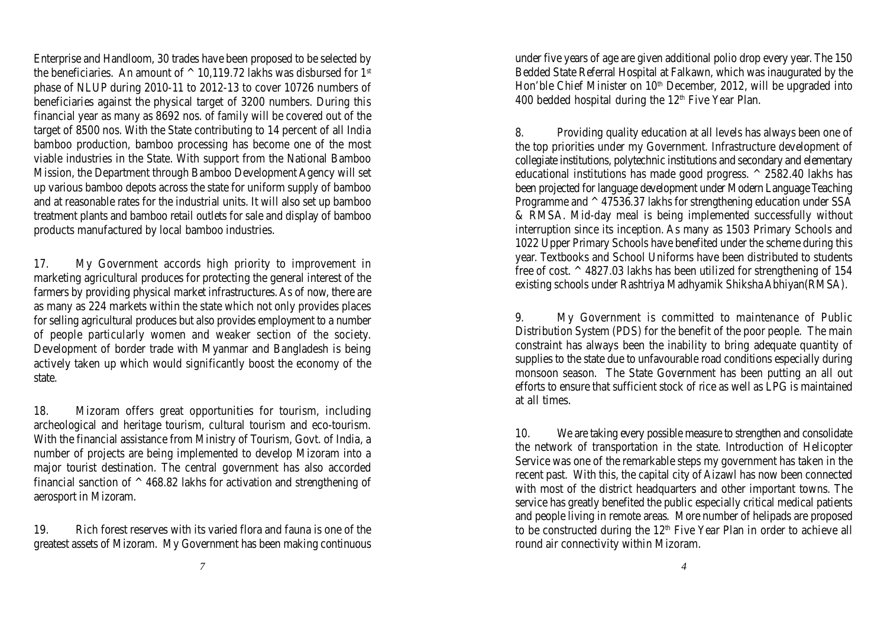Enterprise and Handloom, 30 trades have been proposed to be selected by the beneficiaries. An amount of ^ 10,119.72 lakhs was disbursed for 1st phase of NLUP during 2010-11 to 2012-13 to cover 10726 numbers of beneficiaries against the physical target of 3200 numbers. During this financial year as many as 8692 nos. of family will be covered out of the target of 8500 nos. With the State contributing to 14 percent of all India bamboo production, bamboo processing has become one of the most viable industries in the State. With support from the National Bamboo Mission, the Department through Bamboo Development Agency will set up various bamboo depots across the state for uniform supply of bamboo and at reasonable rates for the industrial units. It will also set up bamboo treatment plants and bamboo retail outlets for sale and display of bamboo products manufactured by local bamboo industries.

17. My Government accords high priority to improvement in marketing agricultural produces for protecting the general interest of the farmers by providing physical market infrastructures. As of now, there are as many as 224 markets within the state which not only provides places for selling agricultural produces but also provides employment to a number of people particularly women and weaker section of the society. Development of border trade with Myanmar and Bangladesh is being actively taken up which would significantly boost the economy of the state.

18. Mizoram offers great opportunities for tourism, including archeological and heritage tourism, cultural tourism and eco-tourism. With the financial assistance from Ministry of Tourism, Govt. of India, a number of projects are being implemented to develop Mizoram into a major tourist destination. The central government has also accorded financial sanction of ^ 468.82 lakhs for activation and strengthening of aerosport in Mizoram.

19. Rich forest reserves with its varied flora and fauna is one of the greatest assets of Mizoram. My Government has been making continuous

under five years of age are given additional polio drop every year. The 150 Bedded State Referral Hospital at Falkawn, which was inaugurated by the Hon'ble Chief Minister on 10th December, 2012, will be upgraded into 400 bedded hospital during the 12th Five Year Plan.

8. Providing quality education at all levels has always been one of the top priorities under my Government. Infrastructure development of collegiate institutions, polytechnic institutions and secondary and elementary educational institutions has made good progress. ^ 2582.40 lakhs has been projected for language development under Modern Language Teaching Programme and ^ 47536.37 lakhs for strengthening education under SSA & RMSA. Mid-day meal is being implemented successfully without interruption since its inception. As many as 1503 Primary Schools and 1022 Upper Primary Schools have benefited under the scheme during this year. Textbooks and School Uniforms have been distributed to students free of cost. ^ 4827.03 lakhs has been utilized for strengthening of 154 existing schools under Rashtriya Madhyamik Shiksha Abhiyan(RMSA).

9. My Government is committed to maintenance of Public Distribution System (PDS) for the benefit of the poor people. The main constraint has always been the inability to bring adequate quantity of supplies to the state due to unfavourable road conditions especially during monsoon season. The State Government has been putting an all out efforts to ensure that sufficient stock of rice as well as LPG is maintained at all times.

10. We are taking every possible measure to strengthen and consolidate the network of transportation in the state. Introduction of Helicopter Service was one of the remarkable steps my government has taken in the recent past. With this, the capital city of Aizawl has now been connected with most of the district headquarters and other important towns. The service has greatly benefited the public especially critical medical patients and people living in remote areas. More number of helipads are proposed to be constructed during the 12th Five Year Plan in order to achieve all round air connectivity within Mizoram.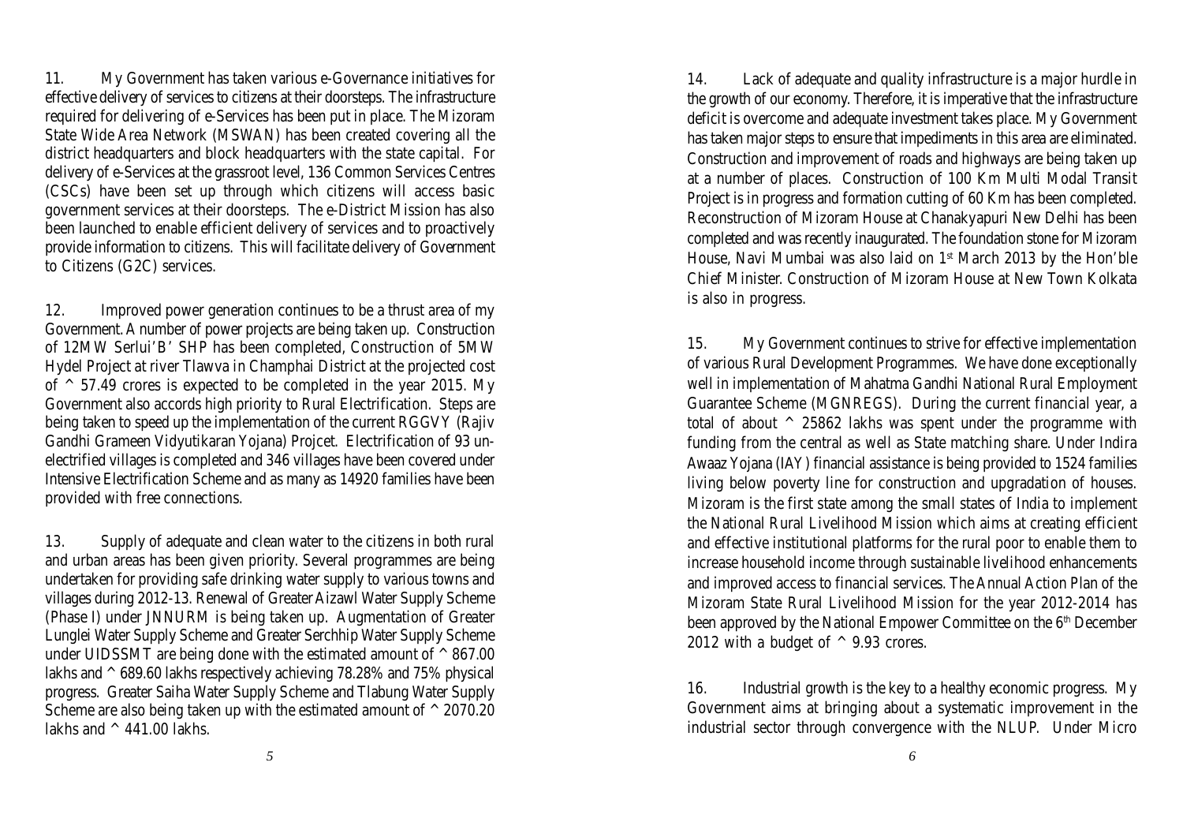11. My Government has taken various e-Governance initiatives for effective delivery of services to citizens at their doorsteps. The infrastructure required for delivering of e-Services has been put in place. The Mizoram State Wide Area Network (MSWAN) has been created covering all the district headquarters and block headquarters with the state capital. For delivery of e-Services at the grassroot level, 136 Common Services Centres (CSCs) have been set up through which citizens will access basic government services at their doorsteps. The e-District Mission has also been launched to enable efficient delivery of services and to proactively provide information to citizens. This will facilitate delivery of Government to Citizens (G2C) services.

12. Improved power generation continues to be a thrust area of my Government. A number of power projects are being taken up. Construction of 12MW Serlui'B' SHP has been completed, Construction of 5MW Hydel Project at river Tlawva in Champhai District at the projected cost of ^ 57.49 crores is expected to be completed in the year 2015. My Government also accords high priority to Rural Electrification. Steps are being taken to speed up the implementation of the current RGGVY (Rajiv Gandhi Grameen Vidyutikaran Yojana) Projcet. Electrification of 93 un-electrified villages is completed and 346 villages have been covered under Intensive Electrification Scheme and as many as 14920 families have been provided with free connections.

13. Supply of adequate and clean water to the citizens in both rural and urban areas has been given priority. Several programmes are being undertaken for providing safe drinking water supply to various towns and villages during 2012-13. Renewal of Greater Aizawl Water Supply Scheme (Phase I) under JNNURM is being taken up. Augmentation of Greater Lunglei Water Supply Scheme and Greater Serchhip Water Supply Scheme under UIDSSMT are being done with the estimated amount of ^ 867.00 lakhs and ^ 689.60 lakhs respectively achieving 78.28% and 75% physical progress. Greater Saiha Water Supply Scheme and Tlabung Water Supply Scheme are also being taken up with the estimated amount of ^ 2070.20 lakhs and ^ 441.00 lakhs.

14. Lack of adequate and quality infrastructure is a major hurdle in the growth of our economy. Therefore, it is imperative that the infrastructure deficit is overcome and adequate investment takes place. My Government has taken major steps to ensure that impediments in this area are eliminated. Construction and improvement of roads and highways are being taken up at a number of places. Construction of 100 Km Multi Modal Transit Project is in progress and formation cutting of 60 Km has been completed. Reconstruction of Mizoram House at Chanakyapuri New Delhi has been completed and was recently inaugurated. The foundation stone for Mizoram House, Navi Mumbai was also laid on 1st March 2013 by the Hon'ble Chief Minister. Construction of Mizoram House at New Town Kolkata is also in progress.

15. My Government continues to strive for effective implementation of various Rural Development Programmes. We have done exceptionally well in implementation of Mahatma Gandhi National Rural Employment Guarantee Scheme (MGNREGS). During the current financial year, a total of about ^ 25862 lakhs was spent under the programme with funding from the central as well as State matching share. Under Indira Awaaz Yojana (IAY) financial assistance is being provided to 1524 families living below poverty line for construction and upgradation of houses. Mizoram is the first state among the small states of India to implement the National Rural Livelihood Mission which aims at creating efficient and effective institutional platforms for the rural poor to enable them to increase household income through sustainable livelihood enhancements and improved access to financial services. The Annual Action Plan of the Mizoram State Rural Livelihood Mission for the year 2012-2014 has been approved by the National Empower Committee on the 6th December 2012 with a budget of ^ 9.93 crores.

16. Industrial growth is the key to a healthy economic progress. My Government aims at bringing about a systematic improvement in the industrial sector through convergence with the NLUP. Under Micro